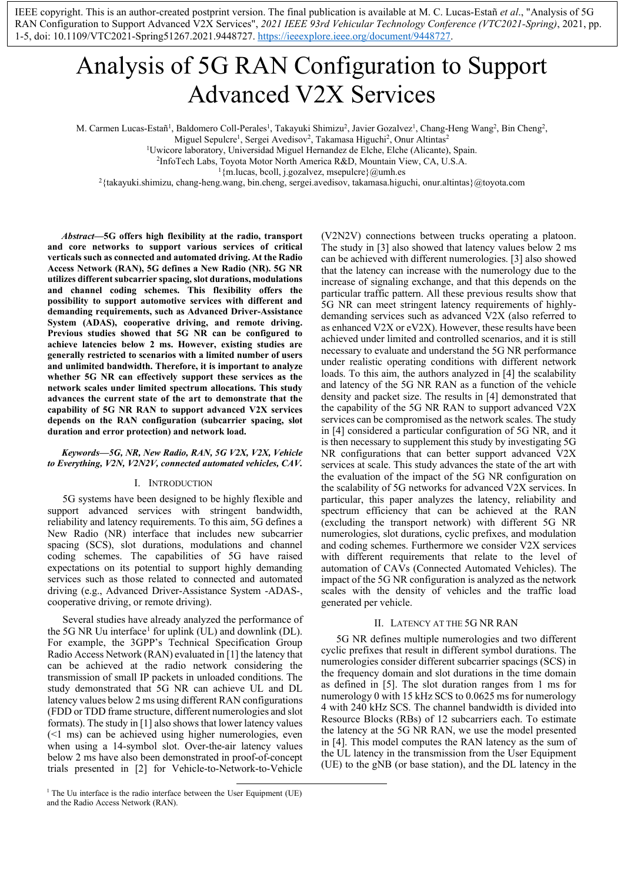IEEE copyright. This is an author-created postprint version. The final publication is available at M. C. Lucas-Estañ *et al*., "Analysis of 5G RAN Configuration to Support Advanced V2X Services", *2021 IEEE 93rd Vehicular Technology Conference (VTC2021-Spring)*, 2021, pp. 1-5, doi: 10.1109/VTC2021-Spring51267.2021.9448727. https://ieeexplore.ieee.org/document/9448727.

# Analysis of 5G RAN Configuration to Support Advanced V2X Services

M. Carmen Lucas-Estañ[1], Baldomero Coll-Perales[1], Takayuki Shimizu[2], Javier Gozalvez[1], Chang-Heng Wang[2], Bin Cheng[2], Miguel Sepulcre[1], Sergei Avedisov[2], Takamasa Higuchi[2], Onur Altintas[2]

[1]Uwicore laboratory, Universidad Miguel Hernandez de Elche, Elche (Alicante), Spain.

[2]InfoTech Labs, Toyota Motor North America R&D, Mountain View, CA, U.S.A.

[1]{m.lucas, bcoll, j.gozalvez, msepulcre}@umh.es

[2]{takayuki.shimizu, chang-heng.wang, bin.cheng, sergei.avedisov, takamasa.higuchi, onur.altintas}@toyota.com

***Abstract*—5G offers high flexibility at the radio, transport and core networks to support various services of critical verticals such as connected and automated driving. At the Radio Access Network (RAN), 5G defines a New Radio (NR). 5G NR utilizes different subcarrier spacing, slot durations, modulations and channel coding schemes. This flexibility offers the possibility to support automotive services with different and demanding requirements, such as Advanced Driver-Assistance System (ADAS), cooperative driving, and remote driving. Previous studies showed that 5G NR can be configured to achieve latencies below 2 ms. However, existing studies are generally restricted to scenarios with a limited number of users and unlimited bandwidth. Therefore, it is important to analyze whether 5G NR can effectively support these services as the network scales under limited spectrum allocations. This study advances the current state of the art to demonstrate that the capability of 5G NR RAN to support advanced V2X services depends on the RAN configuration (subcarrier spacing, slot duration and error protection) and network load.**

***Keywords—5G, NR, New Radio, RAN, 5G V2X, V2X, Vehicle to Everything, V2N, V2N2V, connected automated vehicles, CAV.***

## I. Introduction

5G systems have been designed to be highly flexible and support advanced services with stringent bandwidth, reliability and latency requirements. To this aim, 5G defines a New Radio (NR) interface that includes new subcarrier spacing (SCS), slot durations, modulations and channel coding schemes. The capabilities of 5G have raised expectations on its potential to support highly demanding services such as those related to connected and automated driving (e.g., Advanced Driver-Assistance System -ADAS-, cooperative driving, or remote driving).

Several studies have already analyzed the performance of the 5G NR Uu interface[1] for uplink (UL) and downlink (DL). For example, the 3GPP's Technical Specification Group Radio Access Network (RAN) evaluated in [1] the latency that can be achieved at the radio network considering the transmission of small IP packets in unloaded conditions. The study demonstrated that 5G NR can achieve UL and DL latency values below 2 ms using different RAN configurations (FDD or TDD frame structure, different numerologies and slot formats). The study in [1] also shows that lower latency values (<1 ms) can be achieved using higher numerologies, even when using a 14-symbol slot. Over-the-air latency values below 2 ms have also been demonstrated in proof-of-concept trials presented in [2] for Vehicle-to-Network-to-Vehicle (V2N2V) connections between trucks operating a platoon. The study in [3] also showed that latency values below 2 ms can be achieved with different numerologies. [3] also showed that the latency can increase with the numerology due to the increase of signaling exchange, and that this depends on the particular traffic pattern. All these previous results show that 5G NR can meet stringent latency requirements of highly-demanding services such as advanced V2X (also referred to as enhanced V2X or eV2X). However, these results have been achieved under limited and controlled scenarios, and it is still necessary to evaluate and understand the 5G NR performance under realistic operating conditions with different network loads. To this aim, the authors analyzed in [4] the scalability and latency of the 5G NR RAN as a function of the vehicle density and packet size. The results in [4] demonstrated that the capability of the 5G NR RAN to support advanced V2X services can be compromised as the network scales. The study in [4] considered a particular configuration of 5G NR, and it is then necessary to supplement this study by investigating 5G NR configurations that can better support advanced V2X services at scale. This study advances the state of the art with the evaluation of the impact of the 5G NR configuration on the scalability of 5G networks for advanced V2X services. In particular, this paper analyzes the latency, reliability and spectrum efficiency that can be achieved at the RAN (excluding the transport network) with different 5G NR numerologies, slot durations, cyclic prefixes, and modulation and coding schemes. Furthermore we consider V2X services with different requirements that relate to the level of automation of CAVs (Connected Automated Vehicles). The impact of the 5G NR configuration is analyzed as the network scales with the density of vehicles and the traffic load generated per vehicle.

## II. Latency at the 5G NR RAN

5G NR defines multiple numerologies and two different cyclic prefixes that result in different symbol durations. The numerologies consider different subcarrier spacings (SCS) in the frequency domain and slot durations in the time domain as defined in [5]. The slot duration ranges from 1 ms for numerology 0 with 15 kHz SCS to 0.0625 ms for numerology 4 with 240 kHz SCS. The channel bandwidth is divided into Resource Blocks (RBs) of 12 subcarriers each. To estimate the latency at the 5G NR RAN, we use the model presented in [4]. This model computes the RAN latency as the sum of the UL latency in the transmission from the User Equipment (UE) to the gNB (or base station), and the DL latency in the

[1] The Uu interface is the radio interface between the User Equipment (UE) and the Radio Access Network (RAN).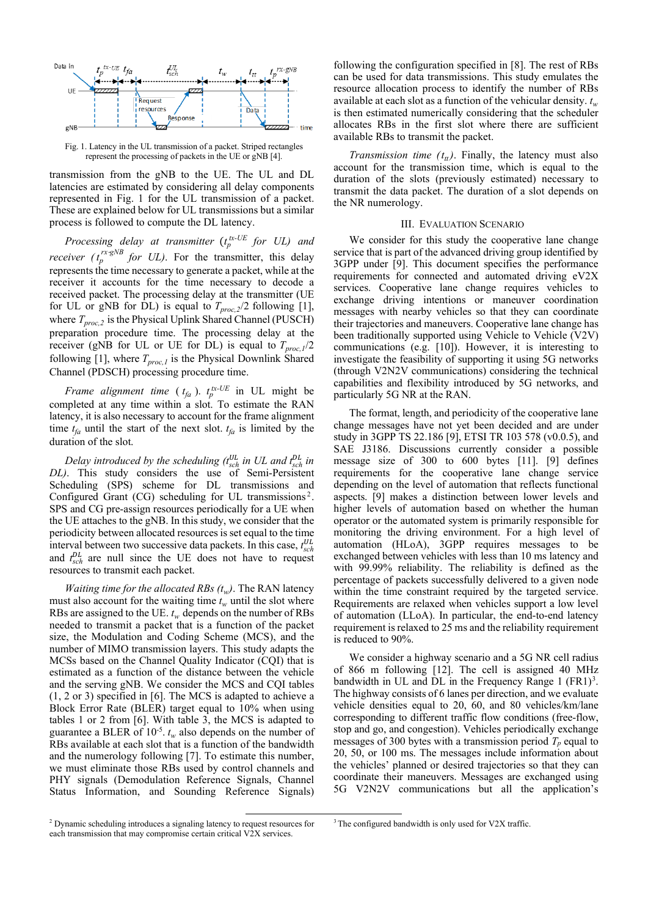Data in

$t_p^{tx\text{-}UE}$ $t_{fa}$ $t_{sch}^{UL}$ $t_w$ $t_{tt}$ $t_p^{rx\text{-}gNB}$

UE

Request resources

Response

Data

gNB

time

Fig. 1. Latency in the UL transmission of a packet. Striped rectangles represent the processing of packets in the UE or gNB [4].

transmission from the gNB to the UE. The UL and DL latencies are estimated by considering all delay components represented in Fig. 1 for the UL transmission of a packet. These are explained below for UL transmissions but a similar process is followed to compute the DL latency.

*Processing delay at transmitter ($t_p^{tx\text{-}UE}$ for UL) and receiver ($t_p^{rx\text{-}gNB}$ for UL).* For the transmitter, this delay represents the time necessary to generate a packet, while at the receiver it accounts for the time necessary to decode a received packet. The processing delay at the transmitter (UE for UL or gNB for DL) is equal to $T_{proc,2}/2$ following [1], where $T_{proc,2}$ is the Physical Uplink Shared Channel (PUSCH) preparation procedure time. The processing delay at the receiver (gNB for UL or UE for DL) is equal to $T_{proc,1}/2$ following [1], where $T_{proc,1}$ is the Physical Downlink Shared Channel (PDSCH) processing procedure time.

*Frame alignment time ($t_{fa}$).* $t_p^{tx\text{-}UE}$ in UL might be completed at any time within a slot. To estimate the RAN latency, it is also necessary to account for the frame alignment time $t_{fa}$ until the start of the next slot. $t_{fa}$ is limited by the duration of the slot.

*Delay introduced by the scheduling ($t_{sch}^{UL}$ in UL and $t_{sch}^{DL}$ in DL).* This study considers the use of Semi-Persistent Scheduling (SPS) scheme for DL transmissions and Configured Grant (CG) scheduling for UL transmissions[2]. SPS and CG pre-assign resources periodically for a UE when the UE attaches to the gNB. In this study, we consider that the periodicity between allocated resources is set equal to the time interval between two successive data packets. In this case, $t_{sch}^{UL}$ and $t_{sch}^{DL}$ are null since the UE does not have to request resources to transmit each packet.

*Waiting time for the allocated RBs ($t_w$).* The RAN latency must also account for the waiting time $t_w$ until the slot where RBs are assigned to the UE. $t_w$ depends on the number of RBs needed to transmit a packet that is a function of the packet size, the Modulation and Coding Scheme (MCS), and the number of MIMO transmission layers. This study adapts the MCSs based on the Channel Quality Indicator (CQI) that is estimated as a function of the distance between the vehicle and the serving gNB. We consider the MCS and CQI tables (1, 2 or 3) specified in [6]. The MCS is adapted to achieve a Block Error Rate (BLER) target equal to 10% when using tables 1 or 2 from [6]. With table 3, the MCS is adapted to guarantee a BLER of $10^{-5}$. $t_w$ also depends on the number of RBs available at each slot that is a function of the bandwidth and the numerology following [7]. To estimate this number, we must eliminate those RBs used by control channels and PHY signals (Demodulation Reference Signals, Channel Status Information, and Sounding Reference Signals) following the configuration specified in [8]. The rest of RBs can be used for data transmissions. This study emulates the resource allocation process to identify the number of RBs available at each slot as a function of the vehicular density. $t_w$ is then estimated numerically considering that the scheduler allocates RBs in the first slot where there are sufficient available RBs to transmit the packet.

*Transmission time ($t_{tt}$).* Finally, the latency must also account for the transmission time, which is equal to the duration of the slots (previously estimated) necessary to transmit the data packet. The duration of a slot depends on the NR numerology.

## III. Evaluation Scenario

We consider for this study the cooperative lane change service that is part of the advanced driving group identified by 3GPP under [9]. This document specifies the performance requirements for connected and automated driving eV2X services. Cooperative lane change requires vehicles to exchange driving intentions or maneuver coordination messages with nearby vehicles so that they can coordinate their trajectories and maneuvers. Cooperative lane change has been traditionally supported using Vehicle to Vehicle (V2V) communications (e.g. [10]). However, it is interesting to investigate the feasibility of supporting it using 5G networks (through V2N2V communications) considering the technical capabilities and flexibility introduced by 5G networks, and particularly 5G NR at the RAN.

The format, length, and periodicity of the cooperative lane change messages have not yet been decided and are under study in 3GPP TS 22.186 [9], ETSI TR 103 578 (v0.0.5), and SAE J3186. Discussions currently consider a possible message size of 300 to 600 bytes [11]. [9] defines requirements for the cooperative lane change service depending on the level of automation that reflects functional aspects. [9] makes a distinction between lower levels and higher levels of automation based on whether the human operator or the automated system is primarily responsible for monitoring the driving environment. For a high level of automation (HLoA), 3GPP requires messages to be exchanged between vehicles with less than 10 ms latency and with 99.99% reliability. The reliability is defined as the percentage of packets successfully delivered to a given node within the time constraint required by the targeted service. Requirements are relaxed when vehicles support a low level of automation (LLoA). In particular, the end-to-end latency requirement is relaxed to 25 ms and the reliability requirement is reduced to 90%.

We consider a highway scenario and a 5G NR cell radius of 866 m following [12]. The cell is assigned 40 MHz bandwidth in UL and DL in the Frequency Range 1 (FR1)[3]. The highway consists of 6 lanes per direction, and we evaluate vehicle densities equal to 20, 60, and 80 vehicles/km/lane corresponding to different traffic flow conditions (free-flow, stop and go, and congestion). Vehicles periodically exchange messages of 300 bytes with a transmission period $T_p$ equal to 20, 50, or 100 ms. The messages include information about the vehicles' planned or desired trajectories so that they can coordinate their maneuvers. Messages are exchanged using 5G V2N2V communications but all the application's

[2] Dynamic scheduling introduces a signaling latency to request resources for each transmission that may compromise certain critical V2X services.

[3] The configured bandwidth is only used for V2X traffic.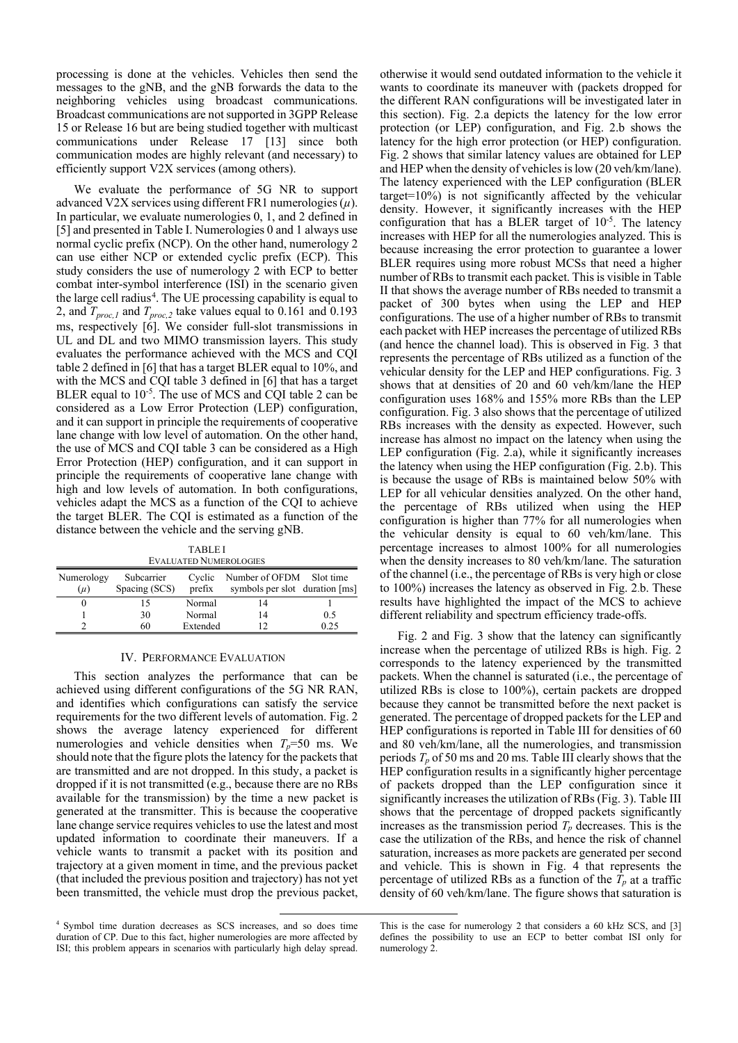processing is done at the vehicles. Vehicles then send the messages to the gNB, and the gNB forwards the data to the neighboring vehicles using broadcast communications. Broadcast communications are not supported in 3GPP Release 15 or Release 16 but are being studied together with multicast communications under Release 17 [13] since both communication modes are highly relevant (and necessary) to efficiently support V2X services (among others).

We evaluate the performance of 5G NR to support advanced V2X services using different FR1 numerologies ($\mu$). In particular, we evaluate numerologies 0, 1, and 2 defined in [5] and presented in Table I. Numerologies 0 and 1 always use normal cyclic prefix (NCP). On the other hand, numerology 2 can use either NCP or extended cyclic prefix (ECP). This study considers the use of numerology 2 with ECP to better combat inter-symbol interference (ISI) in the scenario given the large cell radius[4]. The UE processing capability is equal to 2, and $T_{proc,1}$ and $T_{proc,2}$ take values equal to 0.161 and 0.193 ms, respectively [6]. We consider full-slot transmissions in UL and DL and two MIMO transmission layers. This study evaluates the performance achieved with the MCS and CQI table 2 defined in [6] that has a target BLER equal to 10%, and with the MCS and CQI table 3 defined in [6] that has a target BLER equal to $10^{-5}$. The use of MCS and CQI table 2 can be considered as a Low Error Protection (LEP) configuration, and it can support in principle the requirements of cooperative lane change with low level of automation. On the other hand, the use of MCS and CQI table 3 can be considered as a High Error Protection (HEP) configuration, and it can support in principle the requirements of cooperative lane change with high and low levels of automation. In both configurations, vehicles adapt the MCS as a function of the CQI to achieve the target BLER. The CQI is estimated as a function of the distance between the vehicle and the serving gNB.

TABLE I
EVALUATED NUMEROLOGIES

| Numerology ($\mu$) | Subcarrier Spacing (SCS) | Cyclic prefix | Number of OFDM symbols per slot | Slot time duration [ms] |
|---|---|---|---|---|
| 0 | 15 | Normal | 14 | 1 |
| 1 | 30 | Normal | 14 | 0.5 |
| 2 | 60 | Extended | 12 | 0.25 |

## IV. PERFORMANCE EVALUATION

This section analyzes the performance that can be achieved using different configurations of the 5G NR RAN, and identifies which configurations can satisfy the service requirements for the two different levels of automation. Fig. 2 shows the average latency experienced for different numerologies and vehicle densities when $T_p$=50 ms. We should note that the figure plots the latency for the packets that are transmitted and are not dropped. In this study, a packet is dropped if it is not transmitted (e.g., because there are no RBs available for the transmission) by the time a new packet is generated at the transmitter. This is because the cooperative lane change service requires vehicles to use the latest and most updated information to coordinate their maneuvers. If a vehicle wants to transmit a packet with its position and trajectory at a given moment in time, and the previous packet (that included the previous position and trajectory) has not yet been transmitted, the vehicle must drop the previous packet, otherwise it would send outdated information to the vehicle it wants to coordinate its maneuver with (packets dropped for the different RAN configurations will be investigated later in this section). Fig. 2.a depicts the latency for the low error protection (or LEP) configuration, and Fig. 2.b shows the latency for the high error protection (or HEP) configuration. Fig. 2 shows that similar latency values are obtained for LEP and HEP when the density of vehicles is low (20 veh/km/lane). The latency experienced with the LEP configuration (BLER target=10%) is not significantly affected by the vehicular density. However, it significantly increases with the HEP configuration that has a BLER target of $10^{-5}$. The latency increases with HEP for all the numerologies analyzed. This is because increasing the error protection to guarantee a lower BLER requires using more robust MCSs that need a higher number of RBs to transmit each packet. This is visible in Table II that shows the average number of RBs needed to transmit a packet of 300 bytes when using the LEP and HEP configurations. The use of a higher number of RBs to transmit each packet with HEP increases the percentage of utilized RBs (and hence the channel load). This is observed in Fig. 3 that represents the percentage of RBs utilized as a function of the vehicular density for the LEP and HEP configurations. Fig. 3 shows that at densities of 20 and 60 veh/km/lane the HEP configuration uses 168% and 155% more RBs than the LEP configuration. Fig. 3 also shows that the percentage of utilized RBs increases with the density as expected. However, such increase has almost no impact on the latency when using the LEP configuration (Fig. 2.a), while it significantly increases the latency when using the HEP configuration (Fig. 2.b). This is because the usage of RBs is maintained below 50% with LEP for all vehicular densities analyzed. On the other hand, the percentage of RBs utilized when using the HEP configuration is higher than 77% for all numerologies when the vehicular density is equal to 60 veh/km/lane. This percentage increases to almost 100% for all numerologies when the density increases to 80 veh/km/lane. The saturation of the channel (i.e., the percentage of RBs is very high or close to 100%) increases the latency as observed in Fig. 2.b. These results have highlighted the impact of the MCS to achieve different reliability and spectrum efficiency trade-offs.

Fig. 2 and Fig. 3 show that the latency can significantly increase when the percentage of utilized RBs is high. Fig. 2 corresponds to the latency experienced by the transmitted packets. When the channel is saturated (i.e., the percentage of utilized RBs is close to 100%), certain packets are dropped because they cannot be transmitted before the next packet is generated. The percentage of dropped packets for the LEP and HEP configurations is reported in Table III for densities of 60 and 80 veh/km/lane, all the numerologies, and transmission periods $T_p$ of 50 ms and 20 ms. Table III clearly shows that the HEP configuration results in a significantly higher percentage of packets dropped than the LEP configuration since it significantly increases the utilization of RBs (Fig. 3). Table III shows that the percentage of dropped packets significantly increases as the transmission period $T_p$ decreases. This is the case the utilization of the RBs, and hence the risk of channel saturation, increases as more packets are generated per second and vehicle. This is shown in Fig. 4 that represents the percentage of utilized RBs as a function of the $T_p$ at a traffic density of 60 veh/km/lane. The figure shows that saturation is

[4] Symbol time duration decreases as SCS increases, and so does time duration of CP. Due to this fact, higher numerologies are more affected by ISI; this problem appears in scenarios with particularly high delay spread. This is the case for numerology 2 that considers a 60 kHz SCS, and [3] defines the possibility to use an ECP to better combat ISI only for numerology 2.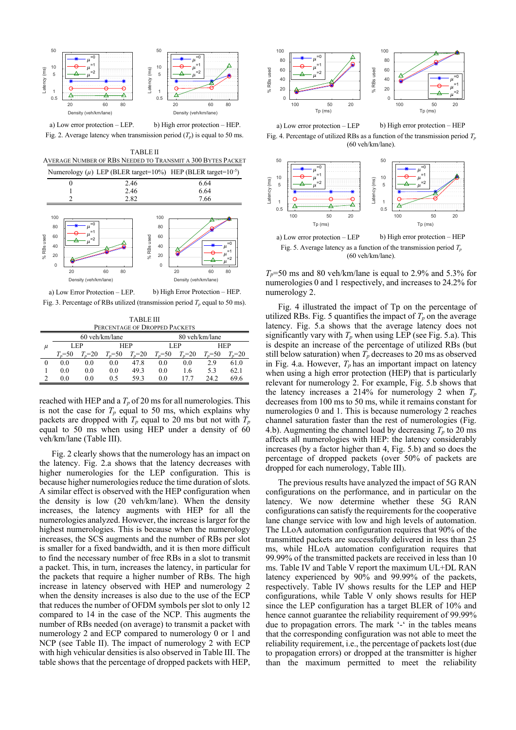50
10
5
1
0.5
Latency (ms)
20 60 80
Density (veh/km/lane)
$\mu$=0
$\mu$=1
$\mu$=2

50
10
5
1
0.5
Latency (ms)
20 60 80
Density (veh/km/lane)
$\mu$=0
$\mu$=1
$\mu$=2

a) Low error protection – LEP. b) High error protection – HEP.

Fig. 2. Average latency when transmission period ($T_p$) is equal to 50 ms.

TABLE II
AVERAGE NUMBER OF RBS NEEDED TO TRANSMIT A 300 BYTES PACKET

| Numerology ($\mu$) | LEP (BLER target=10%) | HEP (BLER target=$10^{-5}$) |
|---|---|---|
| 0 | 2.46 | 6.64 |
| 1 | 2.46 | 6.64 |
| 2 | 2.82 | 7.66 |

100
80
60
40
20
0
% RBs used
20 60 80
Density (veh/km/lane)
$\mu$=0
$\mu$=1
$\mu$=2

100
80
60
40
20
0
% RBs used
20 60 80
Density (veh/km/lane)
$\mu$=0
$\mu$=1
$\mu$=2

a) Low Error Protection – LEP. b) High Error Protection – HEP.

Fig. 3. Percentage of RBs utilized (transmission period $T_p$ equal to 50 ms).

TABLE III
PERCENTAGE OF DROPPED PACKETS

| $\mu$ | 60 veh/km/lane | | | | 80 veh/km/lane | | | |
|---|---|---|---|---|---|---|---|---|
| | LEP | | HEP | | LEP | | HEP | |
| | $T_p$=50 | $T_p$=20 | $T_p$=50 | $T_p$=20 | $T_p$=50 | $T_p$=20 | $T_p$=50 | $T_p$=20 |
| 0 | 0.0 | 0.0 | 0.0 | 47.8 | 0.0 | 0.0 | 2.9 | 61.0 |
| 1 | 0.0 | 0.0 | 0.0 | 49.3 | 0.0 | 1.6 | 5.3 | 62.1 |
| 2 | 0.0 | 0.0 | 0.5 | 59.3 | 0.0 | 17.7 | 24.2 | 69.6 |

reached with HEP and a $T_p$ of 20 ms for all numerologies. This is not the case for $T_p$ equal to 50 ms, which explains why packets are dropped with $T_p$ equal to 20 ms but not with $T_p$ equal to 50 ms when using HEP under a density of 60 veh/km/lane (Table III).

Fig. 2 clearly shows that the numerology has an impact on the latency. Fig. 2.a shows that the latency decreases with higher numerologies for the LEP configuration. This is because higher numerologies reduce the time duration of slots. A similar effect is observed with the HEP configuration when the density is low (20 veh/km/lane). When the density increases, the latency augments with HEP for all the numerologies analyzed. However, the increase is larger for the highest numerologies. This is because when the numerology increases, the SCS augments and the number of RBs per slot is smaller for a fixed bandwidth, and it is then more difficult to find the necessary number of free RBs in a slot to transmit a packet. This, in turn, increases the latency, in particular for the packets that require a higher number of RBs. The high increase in latency observed with HEP and numerology 2 when the density increases is also due to the use of the ECP that reduces the number of OFDM symbols per slot to only 12 compared to 14 in the case of the NCP. This augments the number of RBs needed (on average) to transmit a packet with numerology 2 and ECP compared to numerology 0 or 1 and NCP (see Table II). The impact of numerology 2 with ECP with high vehicular densities is also observed in Table III. The table shows that the percentage of dropped packets with HEP,

100
80
60
40
20
0
% RBs used
100 50 20
Tp (ms)
$\mu$=0
$\mu$=1
$\mu$=2

100
80
60
40
20
0
% RBs used
100 50 20
Tp (ms)
$\mu$=0
$\mu$=1
$\mu$=2

a) Low error protection – LEP b) High error protection – HEP

Fig. 4. Percentage of utilized RBs as a function of the transmission period $T_p$ (60 veh/km/lane).

50
10
5
1
0.5
Latency (ms)
100 50 20
Tp (ms)
$\mu$=0
$\mu$=1
$\mu$=2

50
10
5
1
0.5
Latency (ms)
100 50 20
Tp (ms)
$\mu$=0
$\mu$=1
$\mu$=2

a) Low error protection – LEP b) High error protection – HEP

Fig. 5. Average latency as a function of the transmission period $T_p$ (60 veh/km/lane).

$T_p$=50 ms and 80 veh/km/lane is equal to 2.9% and 5.3% for numerologies 0 and 1 respectively, and increases to 24.2% for numerology 2.

Fig. 4 illustrated the impact of Tp on the percentage of utilized RBs. Fig. 5 quantifies the impact of $T_p$ on the average latency. Fig. 5.a shows that the average latency does not significantly vary with $T_p$ when using LEP (see Fig. 5.a). This is despite an increase of the percentage of utilized RBs (but still below saturation) when $T_p$ decreases to 20 ms as observed in Fig. 4.a. However, $T_p$ has an important impact on latency when using a high error protection (HEP) that is particularly relevant for numerology 2. For example, Fig. 5.b shows that the latency increases a 214% for numerology 2 when $T_p$ decreases from 100 ms to 50 ms, while it remains constant for numerologies 0 and 1. This is because numerology 2 reaches channel saturation faster than the rest of numerologies (Fig. 4.b). Augmenting the channel load by decreasing $T_p$ to 20 ms affects all numerologies with HEP: the latency considerably increases (by a factor higher than 4, Fig. 5.b) and so does the percentage of dropped packets (over 50% of packets are dropped for each numerology, Table III).

The previous results have analyzed the impact of 5G RAN configurations on the performance, and in particular on the latency. We now determine whether these 5G RAN configurations can satisfy the requirements for the cooperative lane change service with low and high levels of automation. The LLoA automation configuration requires that 90% of the transmitted packets are successfully delivered in less than 25 ms, while HLoA automation configuration requires that 99.99% of the transmitted packets are received in less than 10 ms. Table IV and Table V report the maximum UL+DL RAN latency experienced by 90% and 99.99% of the packets, respectively. Table IV shows results for the LEP and HEP configurations, while Table V only shows results for HEP since the LEP configuration has a target BLER of 10% and hence cannot guarantee the reliability requirement of 99.99% due to propagation errors. The mark '-' in the tables means that the corresponding configuration was not able to meet the reliability requirement, i.e., the percentage of packets lost (due to propagation errors) or dropped at the transmitter is higher than the maximum permitted to meet the reliability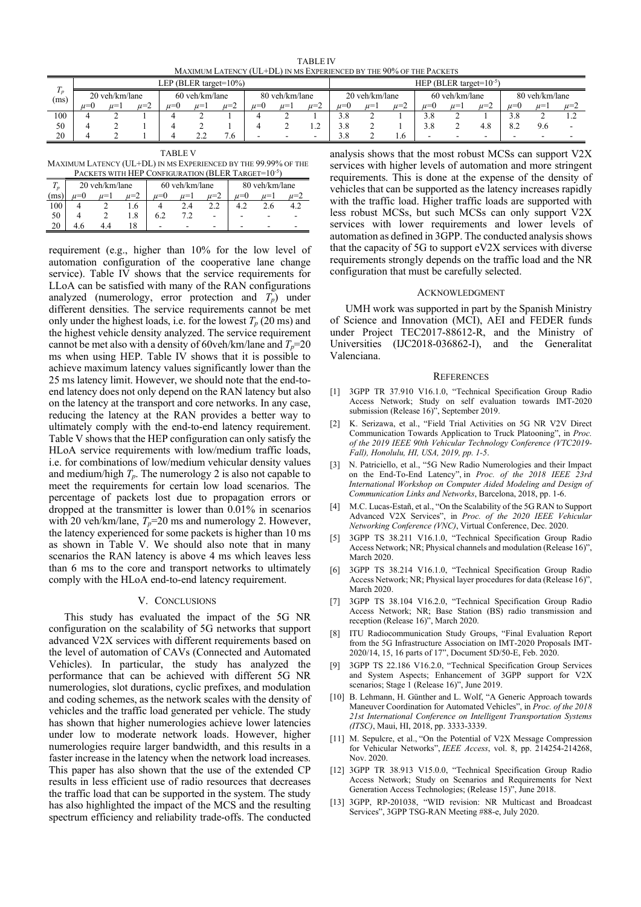TABLE IV
MAXIMUM LATENCY (UL+DL) IN MS EXPERIENCED BY THE 90% OF THE PACKETS

| $T_p$ (ms) | LEP (BLER target=10%) | | | | | | | | | HEP (BLER target=$10^{-5}$) | | | | | | | | |
|---|---|---|---|---|---|---|---|---|---|---|---|---|---|---|---|---|---|---|
| | 20 veh/km/lane | | | 60 veh/km/lane | | | 80 veh/km/lane | | | 20 veh/km/lane | | | 60 veh/km/lane | | | 80 veh/km/lane | | |
| | $\mu$=0 | $\mu$=1 | $\mu$=2 | $\mu$=0 | $\mu$=1 | $\mu$=2 | $\mu$=0 | $\mu$=1 | $\mu$=2 | $\mu$=0 | $\mu$=1 | $\mu$=2 | $\mu$=0 | $\mu$=1 | $\mu$=2 | $\mu$=0 | $\mu$=1 | $\mu$=2 |
| 100 | 4 | 2 | 1 | 4 | 2 | 1 | 4 | 2 | 1 | 3.8 | 2 | 1 | 3.8 | 2 | 1 | 3.8 | 2 | 1.2 |
| 50 | 4 | 2 | 1 | 4 | 2 | 1 | 4 | 2 | 1.2 | 3.8 | 2 | 1 | 3.8 | 2 | 4.8 | 8.2 | 9.6 | - |
| 20 | 4 | 2 | 1 | 4 | 2.2 | 7.6 | - | - | - | 3.8 | 2 | 1.6 | - | - | - | - | - | - |

TABLE V
MAXIMUM LATENCY (UL+DL) IN MS EXPERIENCED BY THE 99.99% OF THE PACKETS WITH HEP CONFIGURATION (BLER TARGET=$10^{-5}$)

| $T_p$ (ms) | 20 veh/km/lane | | | 60 veh/km/lane | | | 80 veh/km/lane | | |
|---|---|---|---|---|---|---|---|---|---|
| | $\mu$=0 | $\mu$=1 | $\mu$=2 | $\mu$=0 | $\mu$=1 | $\mu$=2 | $\mu$=0 | $\mu$=1 | $\mu$=2 |
| 100 | 4 | 2 | 1.6 | 4 | 2.4 | 2.2 | 4.2 | 2.6 | 4.2 |
| 50 | 4 | 2 | 1.8 | 6.2 | 7.2 | - | - | - | - |
| 20 | 4.6 | 4.4 | 18 | - | - | - | - | - | - |

requirement (e.g., higher than 10% for the low level of automation configuration of the cooperative lane change service). Table IV shows that the service requirements for LLoA can be satisfied with many of the RAN configurations analyzed (numerology, error protection and $T_p$) under different densities. The service requirements cannot be met only under the highest loads, i.e. for the lowest $T_p$ (20 ms) and the highest vehicle density analyzed. The service requirement cannot be met also with a density of 60veh/km/lane and $T_p$=20 ms when using HEP. Table IV shows that it is possible to achieve maximum latency values significantly lower than the 25 ms latency limit. However, we should note that the end-to-end latency does not only depend on the RAN latency but also on the latency at the transport and core networks. In any case, reducing the latency at the RAN provides a better way to ultimately comply with the end-to-end latency requirement. Table V shows that the HEP configuration can only satisfy the HLoA service requirements with low/medium traffic loads, i.e. for combinations of low/medium vehicular density values and medium/high $T_p$. The numerology 2 is also not capable to meet the requirements for certain low load scenarios. The percentage of packets lost due to propagation errors or dropped at the transmitter is lower than 0.01% in scenarios with 20 veh/km/lane, $T_p$=20 ms and numerology 2. However, the latency experienced for some packets is higher than 10 ms as shown in Table V. We should also note that in many scenarios the RAN latency is above 4 ms which leaves less than 6 ms to the core and transport networks to ultimately comply with the HLoA end-to-end latency requirement.

## V. CONCLUSIONS

This study has evaluated the impact of the 5G NR configuration on the scalability of 5G networks that support advanced V2X services with different requirements based on the level of automation of CAVs (Connected and Automated Vehicles). In particular, the study has analyzed the performance that can be achieved with different 5G NR numerologies, slot durations, cyclic prefixes, and modulation and coding schemes, as the network scales with the density of vehicles and the traffic load generated per vehicle. The study has shown that higher numerologies achieve lower latencies under low to moderate network loads. However, higher numerologies require larger bandwidth, and this results in a faster increase in the latency when the network load increases. This paper has also shown that the use of the extended CP results in less efficient use of radio resources that decreases the traffic load that can be supported in the system. The study has also highlighted the impact of the MCS and the resulting spectrum efficiency and reliability trade-offs. The conducted analysis shows that the most robust MCSs can support V2X services with higher levels of automation and more stringent requirements. This is done at the expense of the density of vehicles that can be supported as the latency increases rapidly with the traffic load. Higher traffic loads are supported with less robust MCSs, but such MCSs can only support V2X services with lower requirements and lower levels of automation as defined in 3GPP. The conducted analysis shows that the capacity of 5G to support eV2X services with diverse requirements strongly depends on the traffic load and the NR configuration that must be carefully selected.

## ACKNOWLEDGMENT

UMH work was supported in part by the Spanish Ministry of Science and Innovation (MCI), AEI and FEDER funds under Project TEC2017-88612-R, and the Ministry of Universities (IJC2018-036862-I), and the Generalitat Valenciana.

## REFERENCES

[1] 3GPP TR 37.910 V16.1.0, "Technical Specification Group Radio Access Network; Study on self evaluation towards IMT-2020 submission (Release 16)", September 2019.

[2] K. Serizawa, et al., "Field Trial Activities on 5G NR V2V Direct Communication Towards Application to Truck Platooning", in *Proc. of the 2019 IEEE 90th Vehicular Technology Conference (VTC2019-Fall), Honolulu, HI, USA, 2019, pp. 1-5*.

[3] N. Patriciello, et al., "5G New Radio Numerologies and their Impact on the End-To-End Latency", in *Proc. of the 2018 IEEE 23rd International Workshop on Computer Aided Modeling and Design of Communication Links and Networks*, Barcelona, 2018, pp. 1-6.

[4] M.C. Lucas-Estañ, et al., "On the Scalability of the 5G RAN to Support Advanced V2X Services", in *Proc. of the 2020 IEEE Vehicular Networking Conference (VNC)*, Virtual Conference, Dec. 2020.

[5] 3GPP TS 38.211 V16.1.0, "Technical Specification Group Radio Access Network; NR; Physical channels and modulation (Release 16)", March 2020.

[6] 3GPP TS 38.214 V16.1.0, "Technical Specification Group Radio Access Network; NR; Physical layer procedures for data (Release 16)", March 2020.

[7] 3GPP TS 38.104 V16.2.0, "Technical Specification Group Radio Access Network; NR; Base Station (BS) radio transmission and reception (Release 16)", March 2020.

[8] ITU Radiocommunication Study Groups, "Final Evaluation Report from the 5G Infrastructure Association on IMT-2020 Proposals IMT-2020/14, 15, 16 parts of 17", Document 5D/50-E, Feb. 2020.

[9] 3GPP TS 22.186 V16.2.0, "Technical Specification Group Services and System Aspects; Enhancement of 3GPP support for V2X scenarios; Stage 1 (Release 16)", June 2019.

[10] B. Lehmann, H. Günther and L. Wolf, "A Generic Approach towards Maneuver Coordination for Automated Vehicles", in *Proc. of the 2018 21st International Conference on Intelligent Transportation Systems (ITSC)*, Maui, HI, 2018, pp. 3333-3339.

[11] M. Sepulcre, et al., "On the Potential of V2X Message Compression for Vehicular Networks", *IEEE Access*, vol. 8, pp. 214254-214268, Nov. 2020.

[12] 3GPP TR 38.913 V15.0.0, "Technical Specification Group Radio Access Network; Study on Scenarios and Requirements for Next Generation Access Technologies; (Release 15)", June 2018.

[13] 3GPP, RP-201038, "WID revision: NR Multicast and Broadcast Services", 3GPP TSG-RAN Meeting #88-e, July 2020.